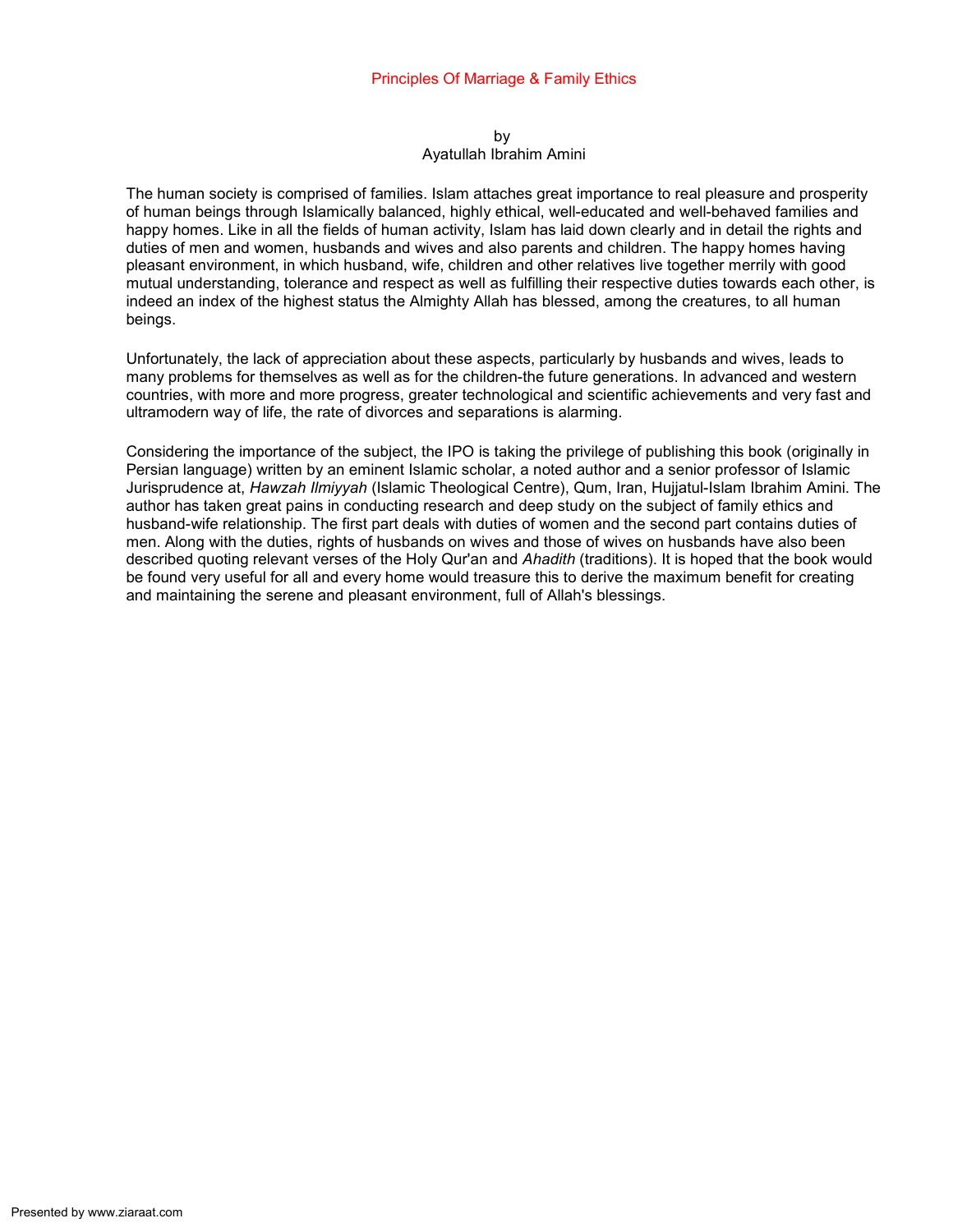# Principles Of Marriage & Family Ethics

by
Ayatullah Ibrahim Amini

The human society is comprised of families. Islam attaches great importance to real pleasure and prosperity of human beings through Islamically balanced, highly ethical, well-educated and well-behaved families and happy homes. Like in all the fields of human activity, Islam has laid down clearly and in detail the rights and duties of men and women, husbands and wives and also parents and children. The happy homes having pleasant environment, in which husband, wife, children and other relatives live together merrily with good mutual understanding, tolerance and respect as well as fulfilling their respective duties towards each other, is indeed an index of the highest status the Almighty Allah has blessed, among the creatures, to all human beings.

Unfortunately, the lack of appreciation about these aspects, particularly by husbands and wives, leads to many problems for themselves as well as for the children-the future generations. In advanced and western countries, with more and more progress, greater technological and scientific achievements and very fast and ultramodern way of life, the rate of divorces and separations is alarming.

Considering the importance of the subject, the IPO is taking the privilege of publishing this book (originally in Persian language) written by an eminent Islamic scholar, a noted author and a senior professor of Islamic Jurisprudence at, *Hawzah Ilmiyyah* (Islamic Theological Centre), Qum, Iran, Hujjatul-Islam Ibrahim Amini. The author has taken great pains in conducting research and deep study on the subject of family ethics and husband-wife relationship. The first part deals with duties of women and the second part contains duties of men. Along with the duties, rights of husbands on wives and those of wives on husbands have also been described quoting relevant verses of the Holy Qur'an and *Ahadith* (traditions). It is hoped that the book would be found very useful for all and every home would treasure this to derive the maximum benefit for creating and maintaining the serene and pleasant environment, full of Allah's blessings.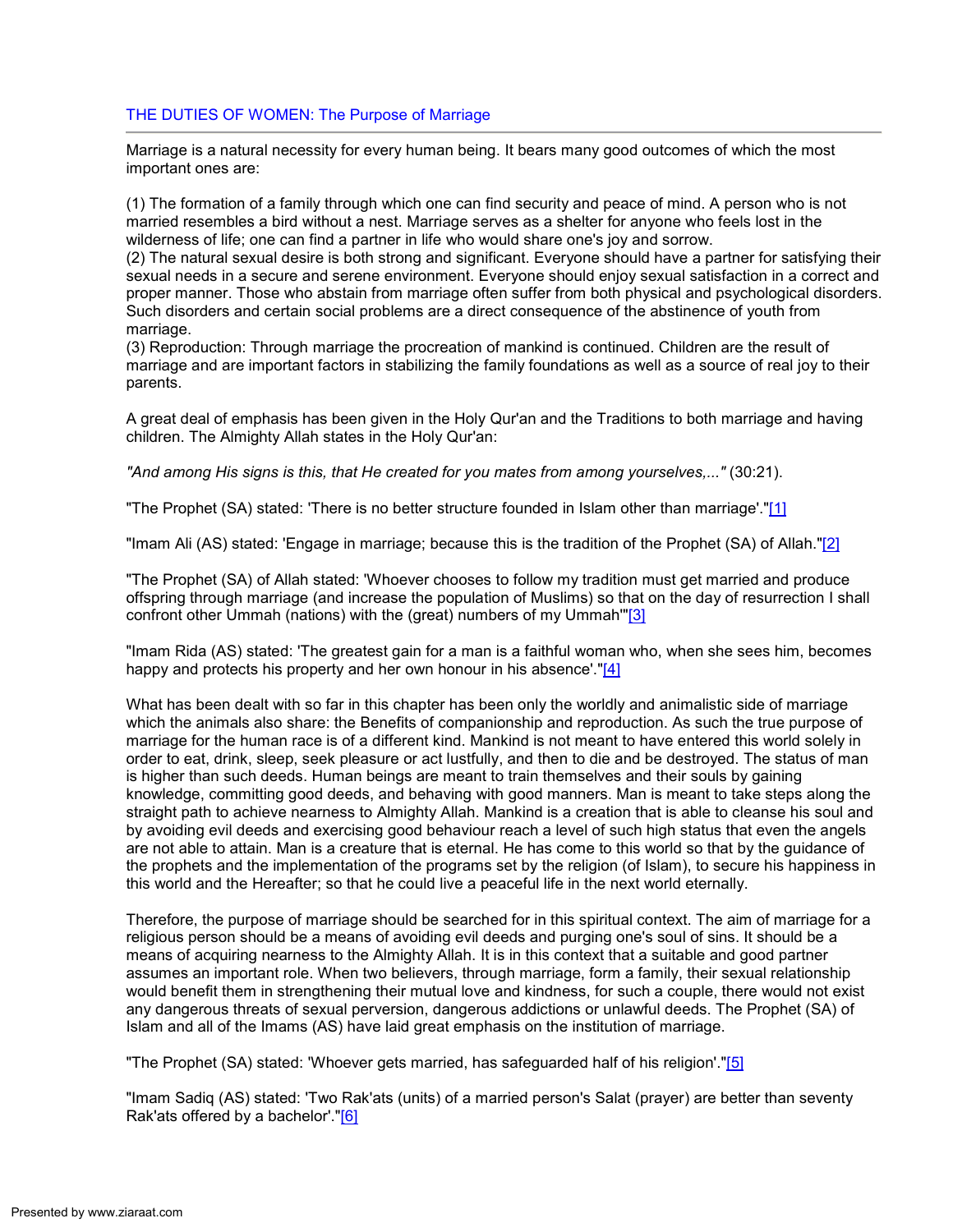## THE DUTIES OF WOMEN: The Purpose of Marriage

Marriage is a natural necessity for every human being. It bears many good outcomes of which the most important ones are:

(1) The formation of a family through which one can find security and peace of mind. A person who is not married resembles a bird without a nest. Marriage serves as a shelter for anyone who feels lost in the wilderness of life; one can find a partner in life who would share one's joy and sorrow.
(2) The natural sexual desire is both strong and significant. Everyone should have a partner for satisfying their sexual needs in a secure and serene environment. Everyone should enjoy sexual satisfaction in a correct and proper manner. Those who abstain from marriage often suffer from both physical and psychological disorders. Such disorders and certain social problems are a direct consequence of the abstinence of youth from marriage.
(3) Reproduction: Through marriage the procreation of mankind is continued. Children are the result of marriage and are important factors in stabilizing the family foundations as well as a source of real joy to their parents.

A great deal of emphasis has been given in the Holy Qur'an and the Traditions to both marriage and having children. The Almighty Allah states in the Holy Qur'an:

*"And among His signs is this, that He created for you mates from among yourselves,..."* (30:21).

"The Prophet (SA) stated: 'There is no better structure founded in Islam other than marriage'."[1]

"Imam Ali (AS) stated: 'Engage in marriage; because this is the tradition of the Prophet (SA) of Allah."[2]

"The Prophet (SA) of Allah stated: 'Whoever chooses to follow my tradition must get married and produce offspring through marriage (and increase the population of Muslims) so that on the day of resurrection I shall confront other Ummah (nations) with the (great) numbers of my Ummah'"[3]

"Imam Rida (AS) stated: 'The greatest gain for a man is a faithful woman who, when she sees him, becomes happy and protects his property and her own honour in his absence'."[4]

What has been dealt with so far in this chapter has been only the worldly and animalistic side of marriage which the animals also share: the Benefits of companionship and reproduction. As such the true purpose of marriage for the human race is of a different kind. Mankind is not meant to have entered this world solely in order to eat, drink, sleep, seek pleasure or act lustfully, and then to die and be destroyed. The status of man is higher than such deeds. Human beings are meant to train themselves and their souls by gaining knowledge, committing good deeds, and behaving with good manners. Man is meant to take steps along the straight path to achieve nearness to Almighty Allah. Mankind is a creation that is able to cleanse his soul and by avoiding evil deeds and exercising good behaviour reach a level of such high status that even the angels are not able to attain. Man is a creature that is eternal. He has come to this world so that by the guidance of the prophets and the implementation of the programs set by the religion (of Islam), to secure his happiness in this world and the Hereafter; so that he could live a peaceful life in the next world eternally.

Therefore, the purpose of marriage should be searched for in this spiritual context. The aim of marriage for a religious person should be a means of avoiding evil deeds and purging one's soul of sins. It should be a means of acquiring nearness to the Almighty Allah. It is in this context that a suitable and good partner assumes an important role. When two believers, through marriage, form a family, their sexual relationship would benefit them in strengthening their mutual love and kindness, for such a couple, there would not exist any dangerous threats of sexual perversion, dangerous addictions or unlawful deeds. The Prophet (SA) of Islam and all of the Imams (AS) have laid great emphasis on the institution of marriage.

"The Prophet (SA) stated: 'Whoever gets married, has safeguarded half of his religion'."[5]

"Imam Sadiq (AS) stated: 'Two Rak'ats (units) of a married person's Salat (prayer) are better than seventy Rak'ats offered by a bachelor'."[6]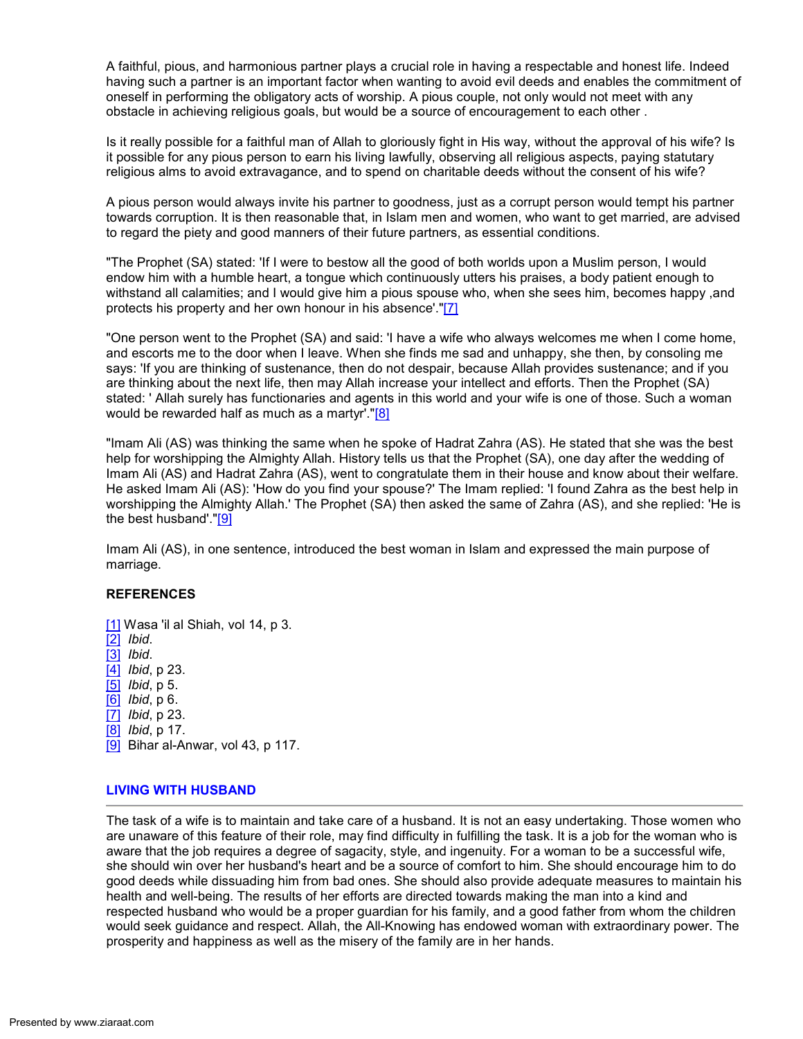A faithful, pious, and harmonious partner plays a crucial role in having a respectable and honest life. Indeed having such a partner is an important factor when wanting to avoid evil deeds and enables the commitment of oneself in performing the obligatory acts of worship. A pious couple, not only would not meet with any obstacle in achieving religious goals, but would be a source of encouragement to each other .

Is it really possible for a faithful man of Allah to gloriously fight in His way, without the approval of his wife? Is it possible for any pious person to earn his living lawfully, observing all religious aspects, paying statutary religious alms to avoid extravagance, and to spend on charitable deeds without the consent of his wife?

A pious person would always invite his partner to goodness, just as a corrupt person would tempt his partner towards corruption. It is then reasonable that, in Islam men and women, who want to get married, are advised to regard the piety and good manners of their future partners, as essential conditions.

"The Prophet (SA) stated: 'If I were to bestow all the good of both worlds upon a Muslim person, I would endow him with a humble heart, a tongue which continuously utters his praises, a body patient enough to withstand all calamities; and I would give him a pious spouse who, when she sees him, becomes happy ,and protects his property and her own honour in his absence'."[7]

"One person went to the Prophet (SA) and said: 'I have a wife who always welcomes me when I come home, and escorts me to the door when I leave. When she finds me sad and unhappy, she then, by consoling me says: 'If you are thinking of sustenance, then do not despair, because Allah provides sustenance; and if you are thinking about the next life, then may Allah increase your intellect and efforts. Then the Prophet (SA) stated: ' Allah surely has functionaries and agents in this world and your wife is one of those. Such a woman would be rewarded half as much as a martyr'."[8]

"Imam Ali (AS) was thinking the same when he spoke of Hadrat Zahra (AS). He stated that she was the best help for worshipping the Almighty Allah. History tells us that the Prophet (SA), one day after the wedding of Imam Ali (AS) and Hadrat Zahra (AS), went to congratulate them in their house and know about their welfare. He asked Imam Ali (AS): 'How do you find your spouse?' The Imam replied: 'I found Zahra as the best help in worshipping the Almighty Allah.' The Prophet (SA) then asked the same of Zahra (AS), and she replied: 'He is the best husband'."[9]

Imam Ali (AS), in one sentence, introduced the best woman in Islam and expressed the main purpose of marriage.

**REFERENCES**

[1] Wasa 'il al Shiah, vol 14, p 3.
[2] *Ibid*.
[3] *Ibid*.
[4] *Ibid*, p 23.
[5] *Ibid*, p 5.
[6] *Ibid*, p 6.
[7] *Ibid*, p 23.
[8] *Ibid*, p 17.
[9] Bihar al-Anwar, vol 43, p 117.

## LIVING WITH HUSBAND

The task of a wife is to maintain and take care of a husband. It is not an easy undertaking. Those women who are unaware of this feature of their role, may find difficulty in fulfilling the task. It is a job for the woman who is aware that the job requires a degree of sagacity, style, and ingenuity. For a woman to be a successful wife, she should win over her husband's heart and be a source of comfort to him. She should encourage him to do good deeds while dissuading him from bad ones. She should also provide adequate measures to maintain his health and well-being. The results of her efforts are directed towards making the man into a kind and respected husband who would be a proper guardian for his family, and a good father from whom the children would seek guidance and respect. Allah, the All-Knowing has endowed woman with extraordinary power. The prosperity and happiness as well as the misery of the family are in her hands.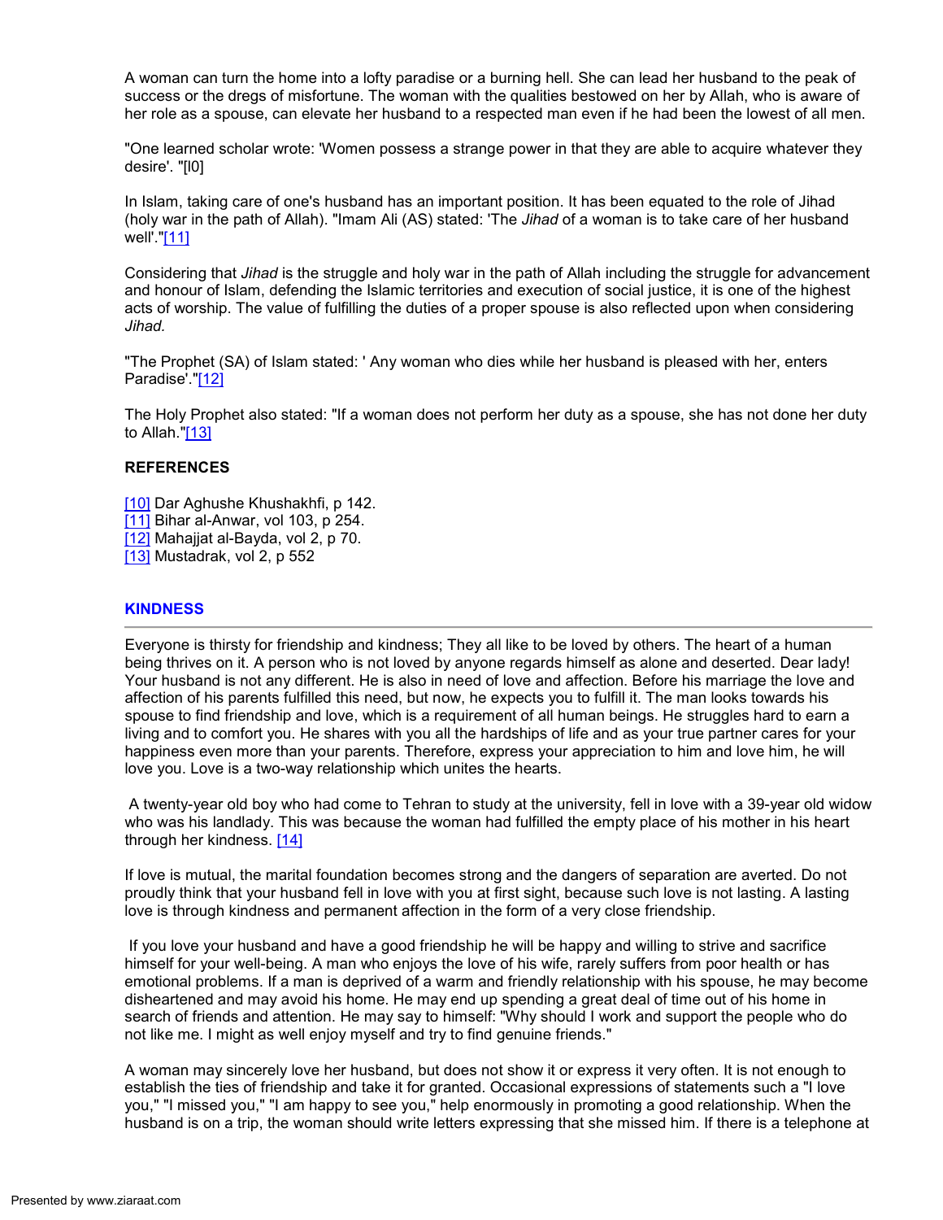A woman can turn the home into a lofty paradise or a burning hell. She can lead her husband to the peak of success or the dregs of misfortune. The woman with the qualities bestowed on her by Allah, who is aware of her role as a spouse, can elevate her husband to a respected man even if he had been the lowest of all men.

"One learned scholar wrote: 'Women possess a strange power in that they are able to acquire whatever they desire'. "[l0]

In Islam, taking care of one's husband has an important position. It has been equated to the role of Jihad (holy war in the path of Allah). "Imam Ali (AS) stated: 'The *Jihad* of a woman is to take care of her husband well'."[11]

Considering that *Jihad* is the struggle and holy war in the path of Allah including the struggle for advancement and honour of Islam, defending the Islamic territories and execution of social justice, it is one of the highest acts of worship. The value of fulfilling the duties of a proper spouse is also reflected upon when considering *Jihad.*

"The Prophet (SA) of Islam stated: ' Any woman who dies while her husband is pleased with her, enters Paradise'."[12]

The Holy Prophet also stated: "If a woman does not perform her duty as a spouse, she has not done her duty to Allah."[13]

**REFERENCES**

[10] Dar Aghushe Khushakhfi, p 142.
[11] Bihar al-Anwar, vol 103, p 254.
[12] Mahajjat al-Bayda, vol 2, p 70.
[13] Mustadrak, vol 2, p 552

## KINDNESS

Everyone is thirsty for friendship and kindness; They all like to be loved by others. The heart of a human being thrives on it. A person who is not loved by anyone regards himself as alone and deserted. Dear lady! Your husband is not any different. He is also in need of love and affection. Before his marriage the love and affection of his parents fulfilled this need, but now, he expects you to fulfill it. The man looks towards his spouse to find friendship and love, which is a requirement of all human beings. He struggles hard to earn a living and to comfort you. He shares with you all the hardships of life and as your true partner cares for your happiness even more than your parents. Therefore, express your appreciation to him and love him, he will love you. Love is a two-way relationship which unites the hearts.

A twenty-year old boy who had come to Tehran to study at the university, fell in love with a 39-year old widow who was his landlady. This was because the woman had fulfilled the empty place of his mother in his heart through her kindness. [14]

If love is mutual, the marital foundation becomes strong and the dangers of separation are averted. Do not proudly think that your husband fell in love with you at first sight, because such love is not lasting. A lasting love is through kindness and permanent affection in the form of a very close friendship.

If you love your husband and have a good friendship he will be happy and willing to strive and sacrifice himself for your well-being. A man who enjoys the love of his wife, rarely suffers from poor health or has emotional problems. If a man is deprived of a warm and friendly relationship with his spouse, he may become disheartened and may avoid his home. He may end up spending a great deal of time out of his home in search of friends and attention. He may say to himself: "Why should I work and support the people who do not like me. I might as well enjoy myself and try to find genuine friends."

A woman may sincerely love her husband, but does not show it or express it very often. It is not enough to establish the ties of friendship and take it for granted. Occasional expressions of statements such a "I love you," "I missed you," "I am happy to see you," help enormously in promoting a good relationship. When the husband is on a trip, the woman should write letters expressing that she missed him. If there is a telephone at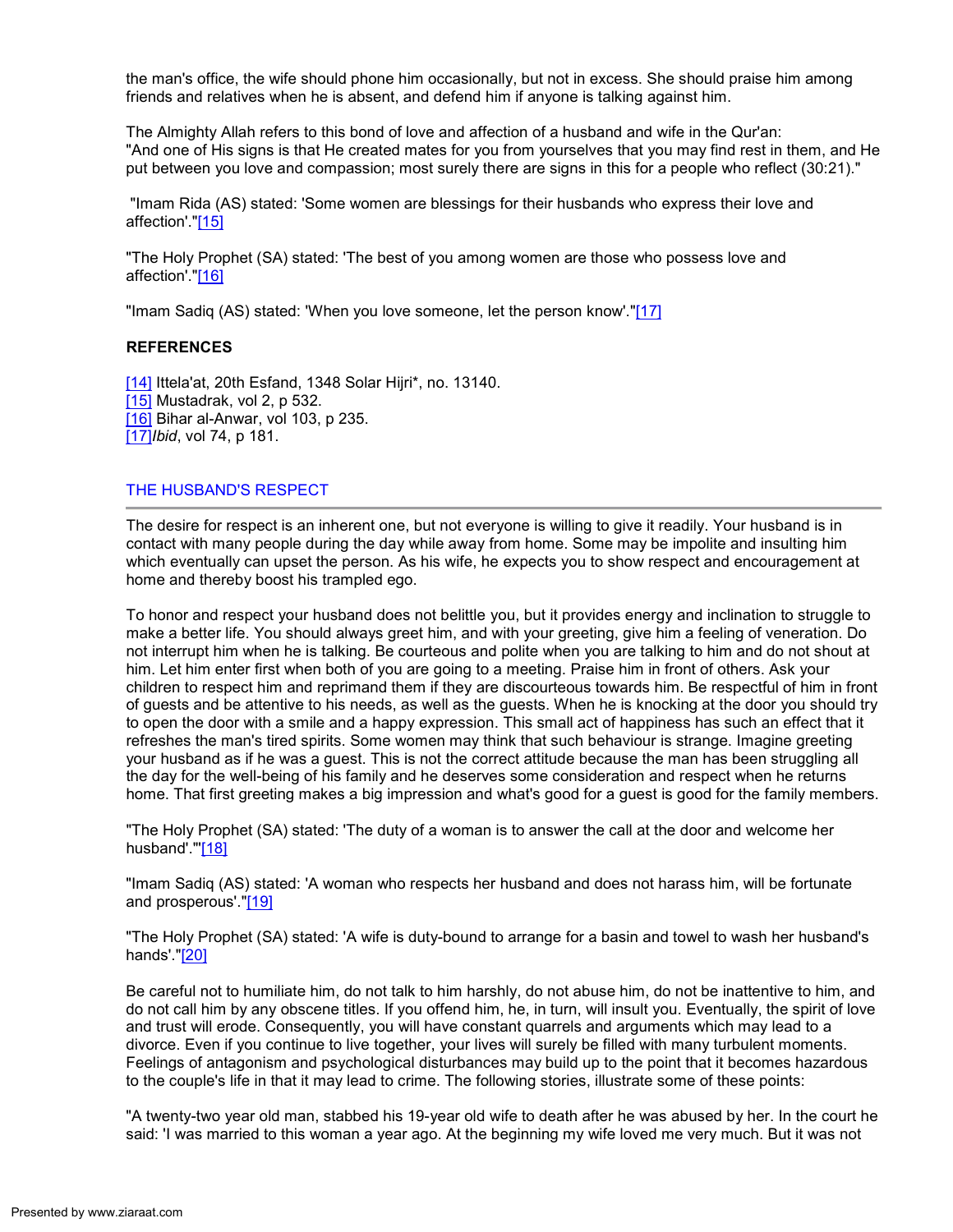the man's office, the wife should phone him occasionally, but not in excess. She should praise him among friends and relatives when he is absent, and defend him if anyone is talking against him.

The Almighty Allah refers to this bond of love and affection of a husband and wife in the Qur'an: "And one of His signs is that He created mates for you from yourselves that you may find rest in them, and He put between you love and compassion; most surely there are signs in this for a people who reflect (30:21)."

"Imam Rida (AS) stated: 'Some women are blessings for their husbands who express their love and affection'."[15]

"The Holy Prophet (SA) stated: 'The best of you among women are those who possess love and affection'."[16]

"Imam Sadiq (AS) stated: 'When you love someone, let the person know'."[17]

**REFERENCES**

[14] Ittela'at, 20th Esfand, 1348 Solar Hijri*, no. 13140.
[15] Mustadrak, vol 2, p 532.
[16] Bihar al-Anwar, vol 103, p 235.
[17]*Ibid*, vol 74, p 181.

## THE HUSBAND'S RESPECT

The desire for respect is an inherent one, but not everyone is willing to give it readily. Your husband is in contact with many people during the day while away from home. Some may be impolite and insulting him which eventually can upset the person. As his wife, he expects you to show respect and encouragement at home and thereby boost his trampled ego.

To honor and respect your husband does not belittle you, but it provides energy and inclination to struggle to make a better life. You should always greet him, and with your greeting, give him a feeling of veneration. Do not interrupt him when he is talking. Be courteous and polite when you are talking to him and do not shout at him. Let him enter first when both of you are going to a meeting. Praise him in front of others. Ask your children to respect him and reprimand them if they are discourteous towards him. Be respectful of him in front of guests and be attentive to his needs, as well as the guests. When he is knocking at the door you should try to open the door with a smile and a happy expression. This small act of happiness has such an effect that it refreshes the man's tired spirits. Some women may think that such behaviour is strange. Imagine greeting your husband as if he was a guest. This is not the correct attitude because the man has been struggling all the day for the well-being of his family and he deserves some consideration and respect when he returns home. That first greeting makes a big impression and what's good for a guest is good for the family members.

"The Holy Prophet (SA) stated: 'The duty of a woman is to answer the call at the door and welcome her husband'."'[18]

"Imam Sadiq (AS) stated: 'A woman who respects her husband and does not harass him, will be fortunate and prosperous'."[19]

"The Holy Prophet (SA) stated: 'A wife is duty-bound to arrange for a basin and towel to wash her husband's hands'."[20]

Be careful not to humiliate him, do not talk to him harshly, do not abuse him, do not be inattentive to him, and do not call him by any obscene titles. If you offend him, he, in turn, will insult you. Eventually, the spirit of love and trust will erode. Consequently, you will have constant quarrels and arguments which may lead to a divorce. Even if you continue to live together, your lives will surely be filled with many turbulent moments. Feelings of antagonism and psychological disturbances may build up to the point that it becomes hazardous to the couple's life in that it may lead to crime. The following stories, illustrate some of these points:

"A twenty-two year old man, stabbed his 19-year old wife to death after he was abused by her. In the court he said: 'I was married to this woman a year ago. At the beginning my wife loved me very much. But it was not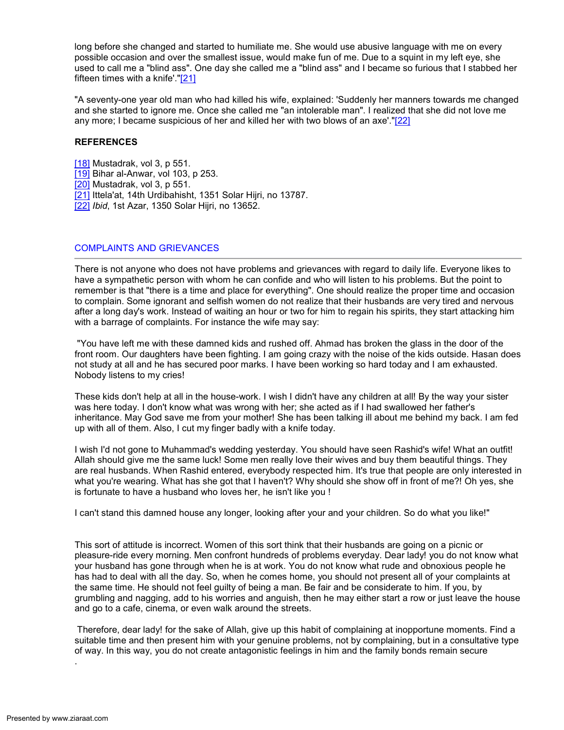long before she changed and started to humiliate me. She would use abusive language with me on every possible occasion and over the smallest issue, would make fun of me. Due to a squint in my left eye, she used to call me a "blind ass". One day she called me a "blind ass" and I became so furious that I stabbed her fifteen times with a knife'."[21]

"A seventy-one year old man who had killed his wife, explained: 'Suddenly her manners towards me changed and she started to ignore me. Once she called me "an intolerable man". I realized that she did not love me any more; I became suspicious of her and killed her with two blows of an axe'."[22]

**REFERENCES**

[18] Mustadrak, vol 3, p 551.
[19] Bihar al-Anwar, vol 103, p 253.
[20] Mustadrak, vol 3, p 551.
[21] Ittela'at, 14th Urdibahisht, 1351 Solar Hijri, no 13787.
[22] *Ibid*, 1st Azar, 1350 Solar Hijri, no 13652.

## COMPLAINTS AND GRIEVANCES

There is not anyone who does not have problems and grievances with regard to daily life. Everyone likes to have a sympathetic person with whom he can confide and who will listen to his problems. But the point to remember is that "there is a time and place for everything". One should realize the proper time and occasion to complain. Some ignorant and selfish women do not realize that their husbands are very tired and nervous after a long day's work. Instead of waiting an hour or two for him to regain his spirits, they start attacking him with a barrage of complaints. For instance the wife may say:

"You have left me with these damned kids and rushed off. Ahmad has broken the glass in the door of the front room. Our daughters have been fighting. I am going crazy with the noise of the kids outside. Hasan does not study at all and he has secured poor marks. I have been working so hard today and I am exhausted. Nobody listens to my cries!

These kids don't help at all in the house-work. I wish I didn't have any children at all! By the way your sister was here today. I don't know what was wrong with her; she acted as if I had swallowed her father's inheritance. May God save me from your mother! She has been talking ill about me behind my back. I am fed up with all of them. Also, I cut my finger badly with a knife today.

I wish I'd not gone to Muhammad's wedding yesterday. You should have seen Rashid's wife! What an outfit! Allah should give me the same luck! Some men really love their wives and buy them beautiful things. They are real husbands. When Rashid entered, everybody respected him. It's true that people are only interested in what you're wearing. What has she got that I haven't? Why should she show off in front of me?! Oh yes, she is fortunate to have a husband who loves her, he isn't like you !

I can't stand this damned house any longer, looking after your and your children. So do what you like!"

This sort of attitude is incorrect. Women of this sort think that their husbands are going on a picnic or pleasure-ride every morning. Men confront hundreds of problems everyday. Dear lady! you do not know what your husband has gone through when he is at work. You do not know what rude and obnoxious people he has had to deal with all the day. So, when he comes home, you should not present all of your complaints at the same time. He should not feel guilty of being a man. Be fair and be considerate to him. If you, by grumbling and nagging, add to his worries and anguish, then he may either start a row or just leave the house and go to a cafe, cinema, or even walk around the streets.

Therefore, dear lady! for the sake of Allah, give up this habit of complaining at inopportune moments. Find a suitable time and then present him with your genuine problems, not by complaining, but in a consultative type of way. In this way, you do not create antagonistic feelings in him and the family bonds remain secure.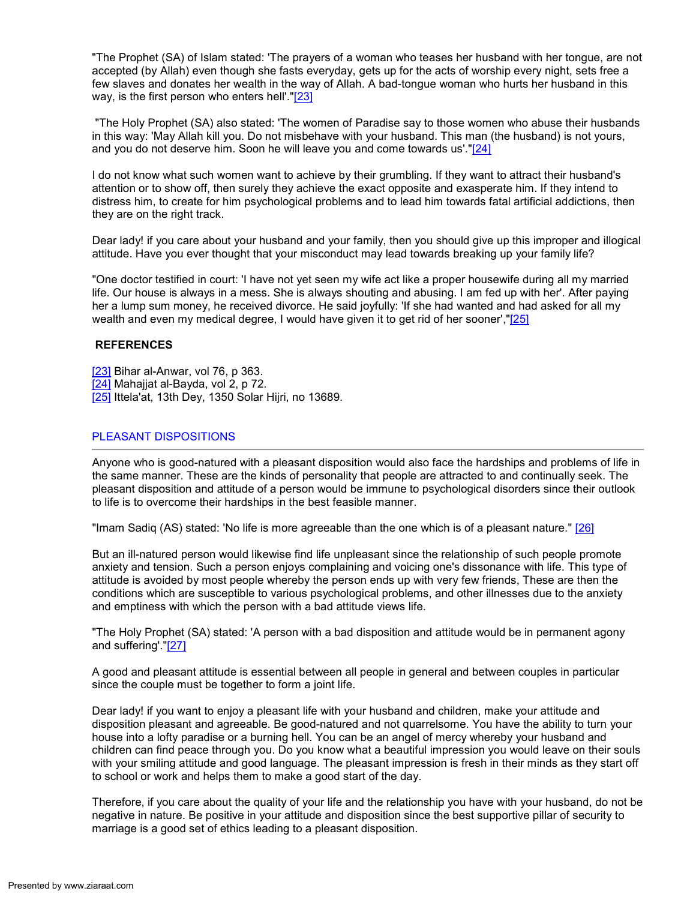"The Prophet (SA) of Islam stated: 'The prayers of a woman who teases her husband with her tongue, are not accepted (by Allah) even though she fasts everyday, gets up for the acts of worship every night, sets free a few slaves and donates her wealth in the way of Allah. A bad-tongue woman who hurts her husband in this way, is the first person who enters hell'."[23]

"The Holy Prophet (SA) also stated: 'The women of Paradise say to those women who abuse their husbands in this way: 'May Allah kill you. Do not misbehave with your husband. This man (the husband) is not yours, and you do not deserve him. Soon he will leave you and come towards us'."[24]

I do not know what such women want to achieve by their grumbling. If they want to attract their husband's attention or to show off, then surely they achieve the exact opposite and exasperate him. If they intend to distress him, to create for him psychological problems and to lead him towards fatal artificial addictions, then they are on the right track.

Dear lady! if you care about your husband and your family, then you should give up this improper and illogical attitude. Have you ever thought that your misconduct may lead towards breaking up your family life?

"One doctor testified in court: 'I have not yet seen my wife act like a proper housewife during all my married life. Our house is always in a mess. She is always shouting and abusing. I am fed up with her'. After paying her a lump sum money, he received divorce. He said joyfully: 'If she had wanted and had asked for all my wealth and even my medical degree, I would have given it to get rid of her sooner',"[25]

**REFERENCES**

[23] Bihar al-Anwar, vol 76, p 363.
[24] Mahajjat al-Bayda, vol 2, p 72.
[25] Ittela'at, 13th Dey, 1350 Solar Hijri, no 13689.

## PLEASANT DISPOSITIONS

Anyone who is good-natured with a pleasant disposition would also face the hardships and problems of life in the same manner. These are the kinds of personality that people are attracted to and continually seek. The pleasant disposition and attitude of a person would be immune to psychological disorders since their outlook to life is to overcome their hardships in the best feasible manner.

"Imam Sadiq (AS) stated: 'No life is more agreeable than the one which is of a pleasant nature." [26]

But an ill-natured person would likewise find life unpleasant since the relationship of such people promote anxiety and tension. Such a person enjoys complaining and voicing one's dissonance with life. This type of attitude is avoided by most people whereby the person ends up with very few friends, These are then the conditions which are susceptible to various psychological problems, and other illnesses due to the anxiety and emptiness with which the person with a bad attitude views life.

"The Holy Prophet (SA) stated: 'A person with a bad disposition and attitude would be in permanent agony and suffering'."[27]

A good and pleasant attitude is essential between all people in general and between couples in particular since the couple must be together to form a joint life.

Dear lady! if you want to enjoy a pleasant life with your husband and children, make your attitude and disposition pleasant and agreeable. Be good-natured and not quarrelsome. You have the ability to turn your house into a lofty paradise or a burning hell. You can be an angel of mercy whereby your husband and children can find peace through you. Do you know what a beautiful impression you would leave on their souls with your smiling attitude and good language. The pleasant impression is fresh in their minds as they start off to school or work and helps them to make a good start of the day.

Therefore, if you care about the quality of your life and the relationship you have with your husband, do not be negative in nature. Be positive in your attitude and disposition since the best supportive pillar of security to marriage is a good set of ethics leading to a pleasant disposition.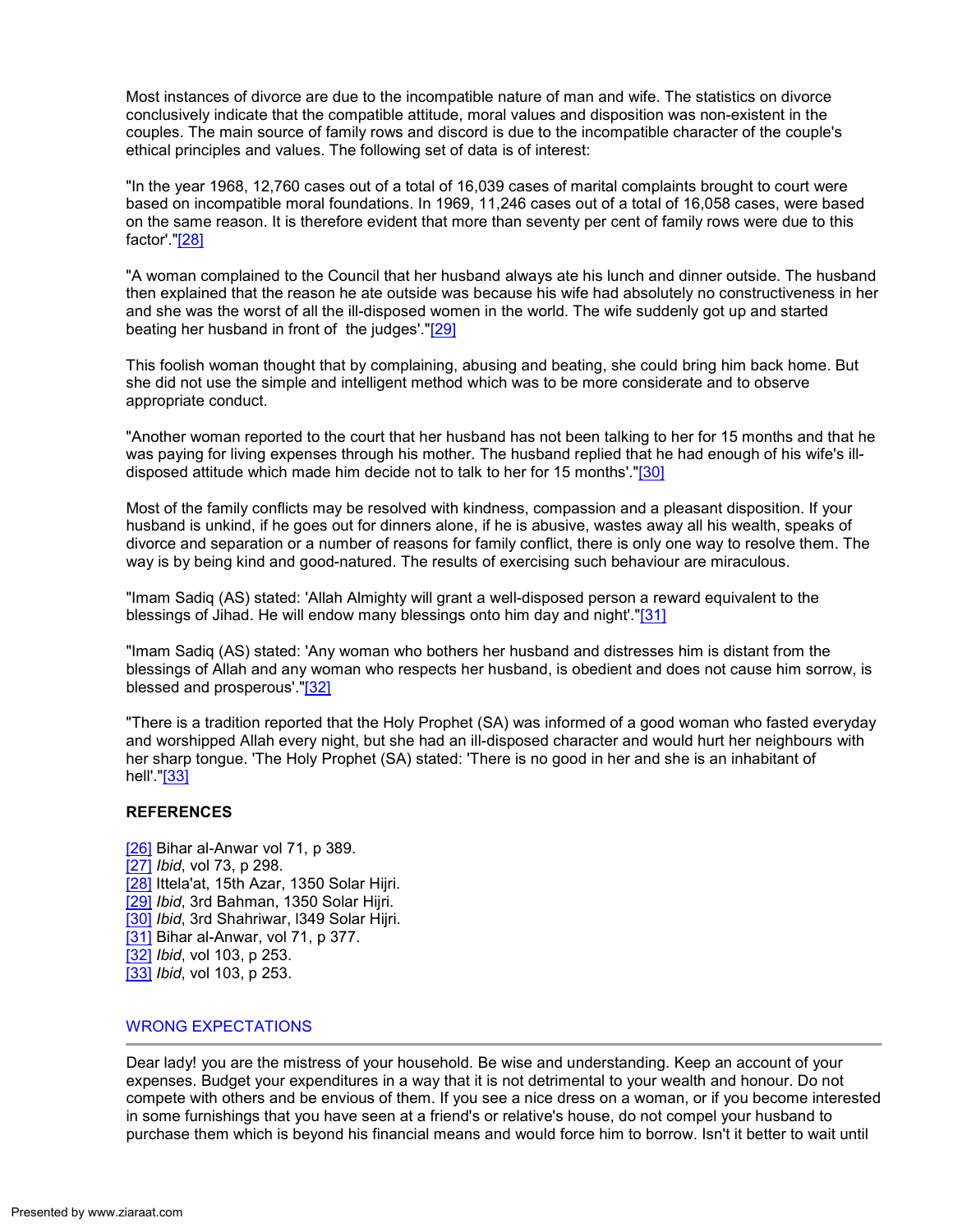Most instances of divorce are due to the incompatible nature of man and wife. The statistics on divorce conclusively indicate that the compatible attitude, moral values and disposition was non-existent in the couples. The main source of family rows and discord is due to the incompatible character of the couple's ethical principles and values. The following set of data is of interest:

"In the year 1968, 12,760 cases out of a total of 16,039 cases of marital complaints brought to court were based on incompatible moral foundations. In 1969, 11,246 cases out of a total of 16,058 cases, were based on the same reason. It is therefore evident that more than seventy per cent of family rows were due to this factor'."[28]

"A woman complained to the Council that her husband always ate his lunch and dinner outside. The husband then explained that the reason he ate outside was because his wife had absolutely no constructiveness in her and she was the worst of all the ill-disposed women in the world. The wife suddenly got up and started beating her husband in front of the judges'."[29]

This foolish woman thought that by complaining, abusing and beating, she could bring him back home. But she did not use the simple and intelligent method which was to be more considerate and to observe appropriate conduct.

"Another woman reported to the court that her husband has not been talking to her for 15 months and that he was paying for living expenses through his mother. The husband replied that he had enough of his wife's ill-disposed attitude which made him decide not to talk to her for 15 months'."[30]

Most of the family conflicts may be resolved with kindness, compassion and a pleasant disposition. If your husband is unkind, if he goes out for dinners alone, if he is abusive, wastes away all his wealth, speaks of divorce and separation or a number of reasons for family conflict, there is only one way to resolve them. The way is by being kind and good-natured. The results of exercising such behaviour are miraculous.

"Imam Sadiq (AS) stated: 'Allah Almighty will grant a well-disposed person a reward equivalent to the blessings of Jihad. He will endow many blessings onto him day and night'."[31]

"Imam Sadiq (AS) stated: 'Any woman who bothers her husband and distresses him is distant from the blessings of Allah and any woman who respects her husband, is obedient and does not cause him sorrow, is blessed and prosperous'."[32]

"There is a tradition reported that the Holy Prophet (SA) was informed of a good woman who fasted everyday and worshipped Allah every night, but she had an ill-disposed character and would hurt her neighbours with her sharp tongue. 'The Holy Prophet (SA) stated: 'There is no good in her and she is an inhabitant of hell'."[33]

**REFERENCES**

[26] Bihar al-Anwar vol 71, p 389.
[27] *Ibid*, vol 73, p 298.
[28] Ittela'at, 15th Azar, 1350 Solar Hijri.
[29] *Ibid*, 3rd Bahman, 1350 Solar Hijri.
[30] *Ibid*, 3rd Shahriwar, l349 Solar Hijri.
[31] Bihar al-Anwar, vol 71, p 377.
[32] *Ibid*, vol 103, p 253.
[33] *Ibid*, vol 103, p 253.

## WRONG EXPECTATIONS

Dear lady! you are the mistress of your household. Be wise and understanding. Keep an account of your expenses. Budget your expenditures in a way that it is not detrimental to your wealth and honour. Do not compete with others and be envious of them. If you see a nice dress on a woman, or if you become interested in some furnishings that you have seen at a friend's or relative's house, do not compel your husband to purchase them which is beyond his financial means and would force him to borrow. Isn't it better to wait until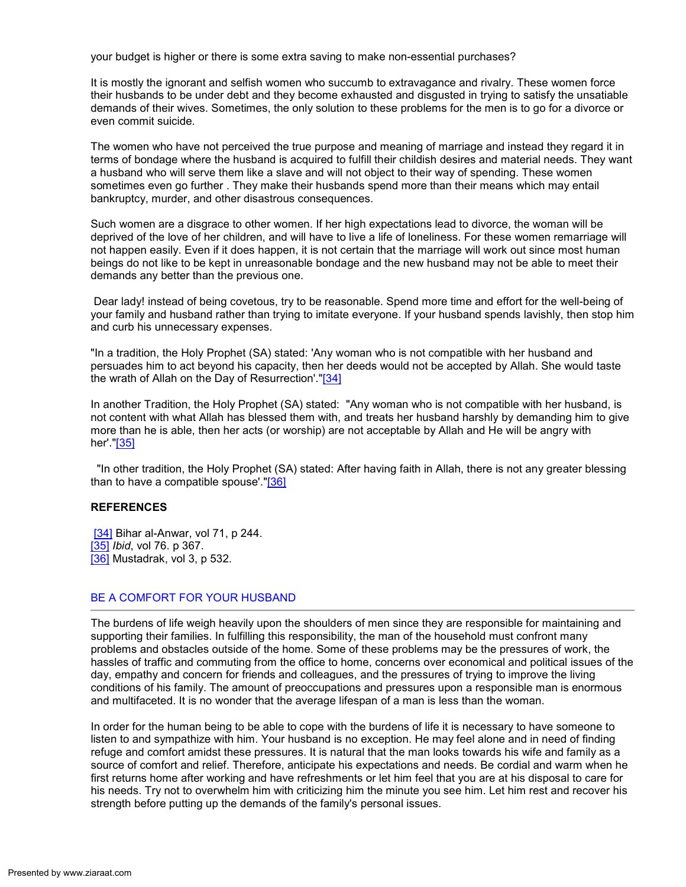your budget is higher or there is some extra saving to make non-essential purchases?

It is mostly the ignorant and selfish women who succumb to extravagance and rivalry. These women force their husbands to be under debt and they become exhausted and disgusted in trying to satisfy the unsatiable demands of their wives. Sometimes, the only solution to these problems for the men is to go for a divorce or even commit suicide.

The women who have not perceived the true purpose and meaning of marriage and instead they regard it in terms of bondage where the husband is acquired to fulfill their childish desires and material needs. They want a husband who will serve them like a slave and will not object to their way of spending. These women sometimes even go further . They make their husbands spend more than their means which may entail bankruptcy, murder, and other disastrous consequences.

Such women are a disgrace to other women. If her high expectations lead to divorce, the woman will be deprived of the love of her children, and will have to live a life of loneliness. For these women remarriage will not happen easily. Even if it does happen, it is not certain that the marriage will work out since most human beings do not like to be kept in unreasonable bondage and the new husband may not be able to meet their demands any better than the previous one.

Dear lady! instead of being covetous, try to be reasonable. Spend more time and effort for the well-being of your family and husband rather than trying to imitate everyone. If your husband spends lavishly, then stop him and curb his unnecessary expenses.

"In a tradition, the Holy Prophet (SA) stated: 'Any woman who is not compatible with her husband and persuades him to act beyond his capacity, then her deeds would not be accepted by Allah. She would taste the wrath of Allah on the Day of Resurrection'."[34]

In another Tradition, the Holy Prophet (SA) stated: "Any woman who is not compatible with her husband, is not content with what Allah has blessed them with, and treats her husband harshly by demanding him to give more than he is able, then her acts (or worship) are not acceptable by Allah and He will be angry with her'."[35]

"In other tradition, the Holy Prophet (SA) stated: After having faith in Allah, there is not any greater blessing than to have a compatible spouse'."[36]

**REFERENCES**

[34] Bihar al-Anwar, vol 71, p 244.
[35] *Ibid*, vol 76. p 367.
[36] Mustadrak, vol 3, p 532.

## BE A COMFORT FOR YOUR HUSBAND

The burdens of life weigh heavily upon the shoulders of men since they are responsible for maintaining and supporting their families. In fulfilling this responsibility, the man of the household must confront many problems and obstacles outside of the home. Some of these problems may be the pressures of work, the hassles of traffic and commuting from the office to home, concerns over economical and political issues of the day, empathy and concern for friends and colleagues, and the pressures of trying to improve the living conditions of his family. The amount of preoccupations and pressures upon a responsible man is enormous and multifaceted. It is no wonder that the average lifespan of a man is less than the woman.

In order for the human being to be able to cope with the burdens of life it is necessary to have someone to listen to and sympathize with him. Your husband is no exception. He may feel alone and in need of finding refuge and comfort amidst these pressures. It is natural that the man looks towards his wife and family as a source of comfort and relief. Therefore, anticipate his expectations and needs. Be cordial and warm when he first returns home after working and have refreshments or let him feel that you are at his disposal to care for his needs. Try not to overwhelm him with criticizing him the minute you see him. Let him rest and recover his strength before putting up the demands of the family's personal issues.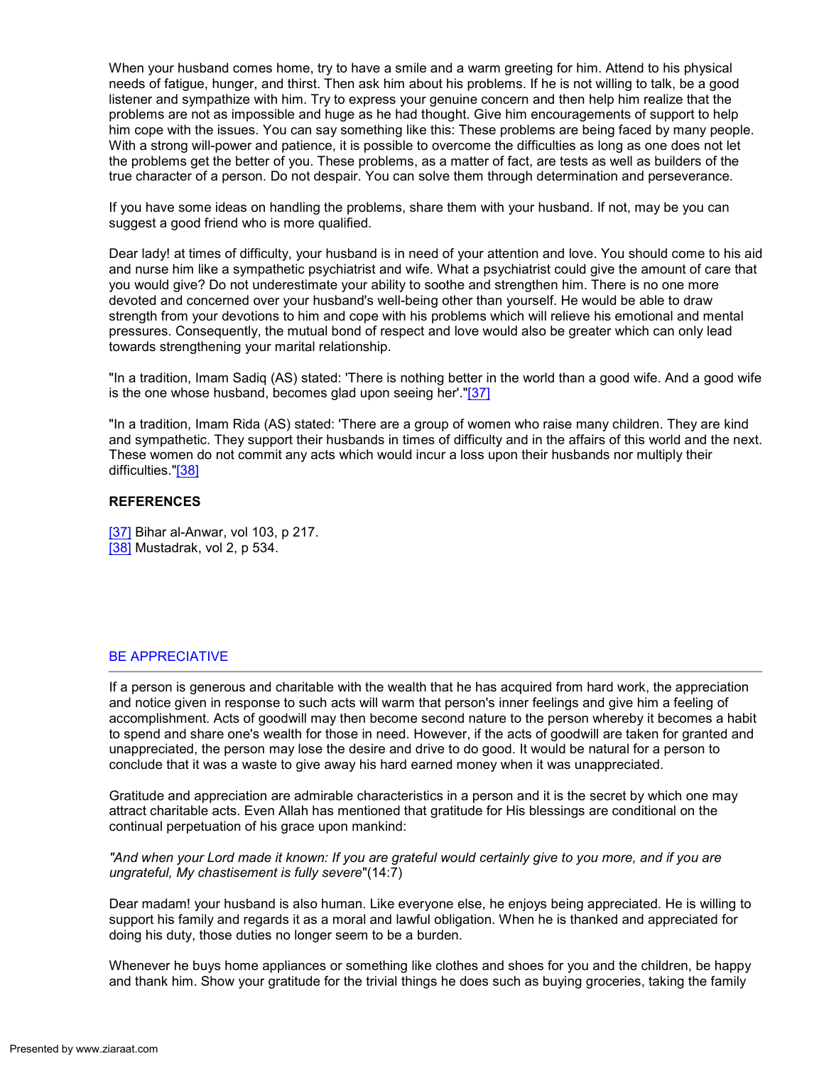When your husband comes home, try to have a smile and a warm greeting for him. Attend to his physical needs of fatigue, hunger, and thirst. Then ask him about his problems. If he is not willing to talk, be a good listener and sympathize with him. Try to express your genuine concern and then help him realize that the problems are not as impossible and huge as he had thought. Give him encouragements of support to help him cope with the issues. You can say something like this: These problems are being faced by many people. With a strong will-power and patience, it is possible to overcome the difficulties as long as one does not let the problems get the better of you. These problems, as a matter of fact, are tests as well as builders of the true character of a person. Do not despair. You can solve them through determination and perseverance.

If you have some ideas on handling the problems, share them with your husband. If not, may be you can suggest a good friend who is more qualified.

Dear lady! at times of difficulty, your husband is in need of your attention and love. You should come to his aid and nurse him like a sympathetic psychiatrist and wife. What a psychiatrist could give the amount of care that you would give? Do not underestimate your ability to soothe and strengthen him. There is no one more devoted and concerned over your husband's well-being other than yourself. He would be able to draw strength from your devotions to him and cope with his problems which will relieve his emotional and mental pressures. Consequently, the mutual bond of respect and love would also be greater which can only lead towards strengthening your marital relationship.

"In a tradition, Imam Sadiq (AS) stated: 'There is nothing better in the world than a good wife. And a good wife is the one whose husband, becomes glad upon seeing her'."[37]

"In a tradition, Imam Rida (AS) stated: 'There are a group of women who raise many children. They are kind and sympathetic. They support their husbands in times of difficulty and in the affairs of this world and the next. These women do not commit any acts which would incur a loss upon their husbands nor multiply their difficulties."[38]

**REFERENCES**

[37] Bihar al-Anwar, vol 103, p 217.
[38] Mustadrak, vol 2, p 534.

## BE APPRECIATIVE

If a person is generous and charitable with the wealth that he has acquired from hard work, the appreciation and notice given in response to such acts will warm that person's inner feelings and give him a feeling of accomplishment. Acts of goodwill may then become second nature to the person whereby it becomes a habit to spend and share one's wealth for those in need. However, if the acts of goodwill are taken for granted and unappreciated, the person may lose the desire and drive to do good. It would be natural for a person to conclude that it was a waste to give away his hard earned money when it was unappreciated.

Gratitude and appreciation are admirable characteristics in a person and it is the secret by which one may attract charitable acts. Even Allah has mentioned that gratitude for His blessings are conditional on the continual perpetuation of his grace upon mankind:

*"And when your Lord made it known: If you are grateful would certainly give to you more, and if you are ungrateful, My chastisement is fully severe*"(14:7)

Dear madam! your husband is also human. Like everyone else, he enjoys being appreciated. He is willing to support his family and regards it as a moral and lawful obligation. When he is thanked and appreciated for doing his duty, those duties no longer seem to be a burden.

Whenever he buys home appliances or something like clothes and shoes for you and the children, be happy and thank him. Show your gratitude for the trivial things he does such as buying groceries, taking the family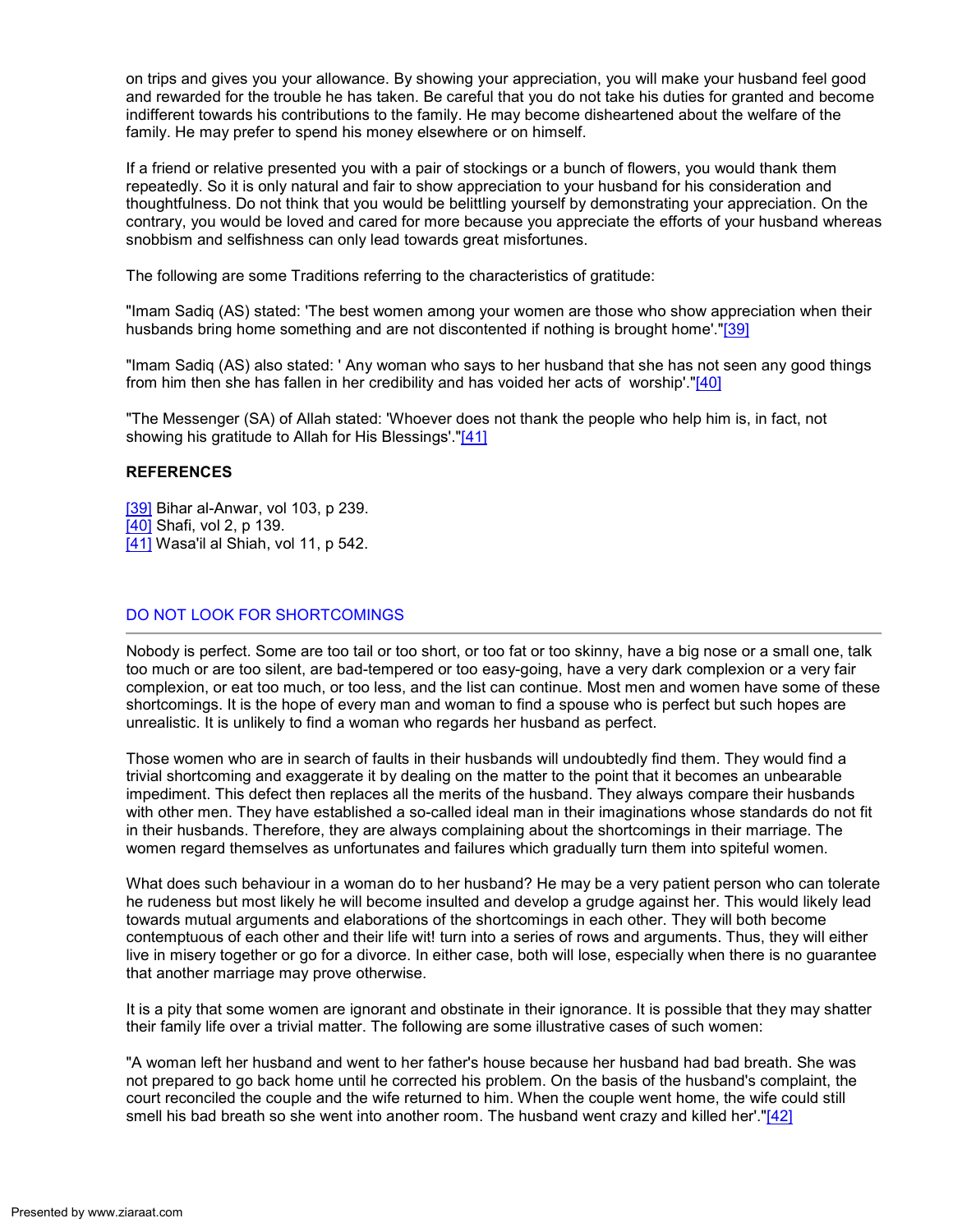on trips and gives you your allowance. By showing your appreciation, you will make your husband feel good and rewarded for the trouble he has taken. Be careful that you do not take his duties for granted and become indifferent towards his contributions to the family. He may become disheartened about the welfare of the family. He may prefer to spend his money elsewhere or on himself.

If a friend or relative presented you with a pair of stockings or a bunch of flowers, you would thank them repeatedly. So it is only natural and fair to show appreciation to your husband for his consideration and thoughtfulness. Do not think that you would be belittling yourself by demonstrating your appreciation. On the contrary, you would be loved and cared for more because you appreciate the efforts of your husband whereas snobbism and selfishness can only lead towards great misfortunes.

The following are some Traditions referring to the characteristics of gratitude:

"Imam Sadiq (AS) stated: 'The best women among your women are those who show appreciation when their husbands bring home something and are not discontented if nothing is brought home'."[39]

"Imam Sadiq (AS) also stated: ' Any woman who says to her husband that she has not seen any good things from him then she has fallen in her credibility and has voided her acts of worship'."[40]

"The Messenger (SA) of Allah stated: 'Whoever does not thank the people who help him is, in fact, not showing his gratitude to Allah for His Blessings'."[41]

**REFERENCES**

[39] Bihar al-Anwar, vol 103, p 239.
[40] Shafi, vol 2, p 139.
[41] Wasa'il al Shiah, vol 11, p 542.

## DO NOT LOOK FOR SHORTCOMINGS

Nobody is perfect. Some are too tail or too short, or too fat or too skinny, have a big nose or a small one, talk too much or are too silent, are bad-tempered or too easy-going, have a very dark complexion or a very fair complexion, or eat too much, or too less, and the list can continue. Most men and women have some of these shortcomings. It is the hope of every man and woman to find a spouse who is perfect but such hopes are unrealistic. It is unlikely to find a woman who regards her husband as perfect.

Those women who are in search of faults in their husbands will undoubtedly find them. They would find a trivial shortcoming and exaggerate it by dealing on the matter to the point that it becomes an unbearable impediment. This defect then replaces all the merits of the husband. They always compare their husbands with other men. They have established a so-called ideal man in their imaginations whose standards do not fit in their husbands. Therefore, they are always complaining about the shortcomings in their marriage. The women regard themselves as unfortunates and failures which gradually turn them into spiteful women.

What does such behaviour in a woman do to her husband? He may be a very patient person who can tolerate he rudeness but most likely he will become insulted and develop a grudge against her. This would likely lead towards mutual arguments and elaborations of the shortcomings in each other. They will both become contemptuous of each other and their life wit! turn into a series of rows and arguments. Thus, they will either live in misery together or go for a divorce. In either case, both will lose, especially when there is no guarantee that another marriage may prove otherwise.

It is a pity that some women are ignorant and obstinate in their ignorance. It is possible that they may shatter their family life over a trivial matter. The following are some illustrative cases of such women:

"A woman left her husband and went to her father's house because her husband had bad breath. She was not prepared to go back home until he corrected his problem. On the basis of the husband's complaint, the court reconciled the couple and the wife returned to him. When the couple went home, the wife could still smell his bad breath so she went into another room. The husband went crazy and killed her'."[42]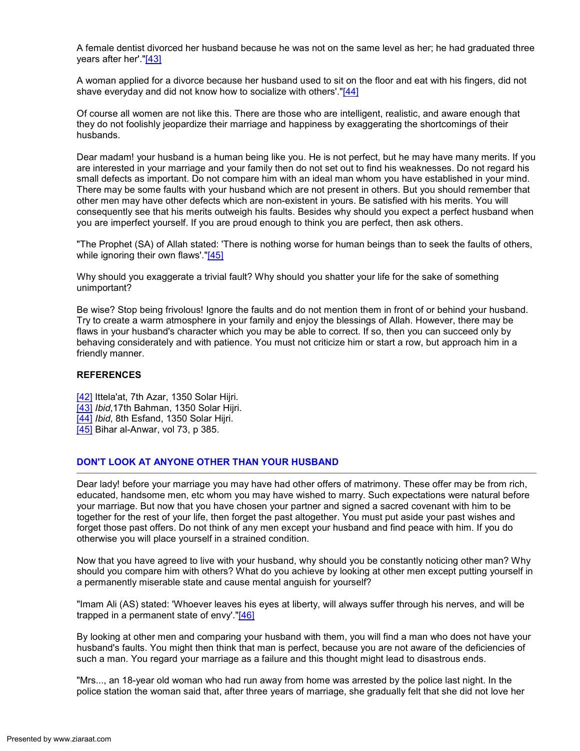A female dentist divorced her husband because he was not on the same level as her; he had graduated three years after her'."[43]

A woman applied for a divorce because her husband used to sit on the floor and eat with his fingers, did not shave everyday and did not know how to socialize with others'."[44]

Of course all women are not like this. There are those who are intelligent, realistic, and aware enough that they do not foolishly jeopardize their marriage and happiness by exaggerating the shortcomings of their husbands.

Dear madam! your husband is a human being like you. He is not perfect, but he may have many merits. If you are interested in your marriage and your family then do not set out to find his weaknesses. Do not regard his small defects as important. Do not compare him with an ideal man whom you have established in your mind. There may be some faults with your husband which are not present in others. But you should remember that other men may have other defects which are non-existent in yours. Be satisfied with his merits. You will consequently see that his merits outweigh his faults. Besides why should you expect a perfect husband when you are imperfect yourself. If you are proud enough to think you are perfect, then ask others.

"The Prophet (SA) of Allah stated: 'There is nothing worse for human beings than to seek the faults of others, while ignoring their own flaws'."[45]

Why should you exaggerate a trivial fault? Why should you shatter your life for the sake of something unimportant?

Be wise? Stop being frivolous! Ignore the faults and do not mention them in front of or behind your husband. Try to create a warm atmosphere in your family and enjoy the blessings of Allah. However, there may be flaws in your husband's character which you may be able to correct. If so, then you can succeed only by behaving considerately and with patience. You must not criticize him or start a row, but approach him in a friendly manner.

**REFERENCES**

[42] Ittela'at, 7th Azar, 1350 Solar Hijri.
[43] *Ibid*,17th Bahman, 1350 Solar Hijri.
[44] *Ibid*, 8th Esfand, 1350 Solar Hijri.
[45] Bihar al-Anwar, vol 73, p 385.

## DON'T LOOK AT ANYONE OTHER THAN YOUR HUSBAND

Dear lady! before your marriage you may have had other offers of matrimony. These offer may be from rich, educated, handsome men, etc whom you may have wished to marry. Such expectations were natural before your marriage. But now that you have chosen your partner and signed a sacred covenant with him to be together for the rest of your life, then forget the past altogether. You must put aside your past wishes and forget those past offers. Do not think of any men except your husband and find peace with him. If you do otherwise you will place yourself in a strained condition.

Now that you have agreed to live with your husband, why should you be constantly noticing other man? Why should you compare him with others? What do you achieve by looking at other men except putting yourself in a permanently miserable state and cause mental anguish for yourself?

"Imam Ali (AS) stated: 'Whoever leaves his eyes at liberty, will always suffer through his nerves, and will be trapped in a permanent state of envy'."[46]

By looking at other men and comparing your husband with them, you will find a man who does not have your husband's faults. You might then think that man is perfect, because you are not aware of the deficiencies of such a man. You regard your marriage as a failure and this thought might lead to disastrous ends.

"Mrs..., an 18-year old woman who had run away from home was arrested by the police last night. In the police station the woman said that, after three years of marriage, she gradually felt that she did not love her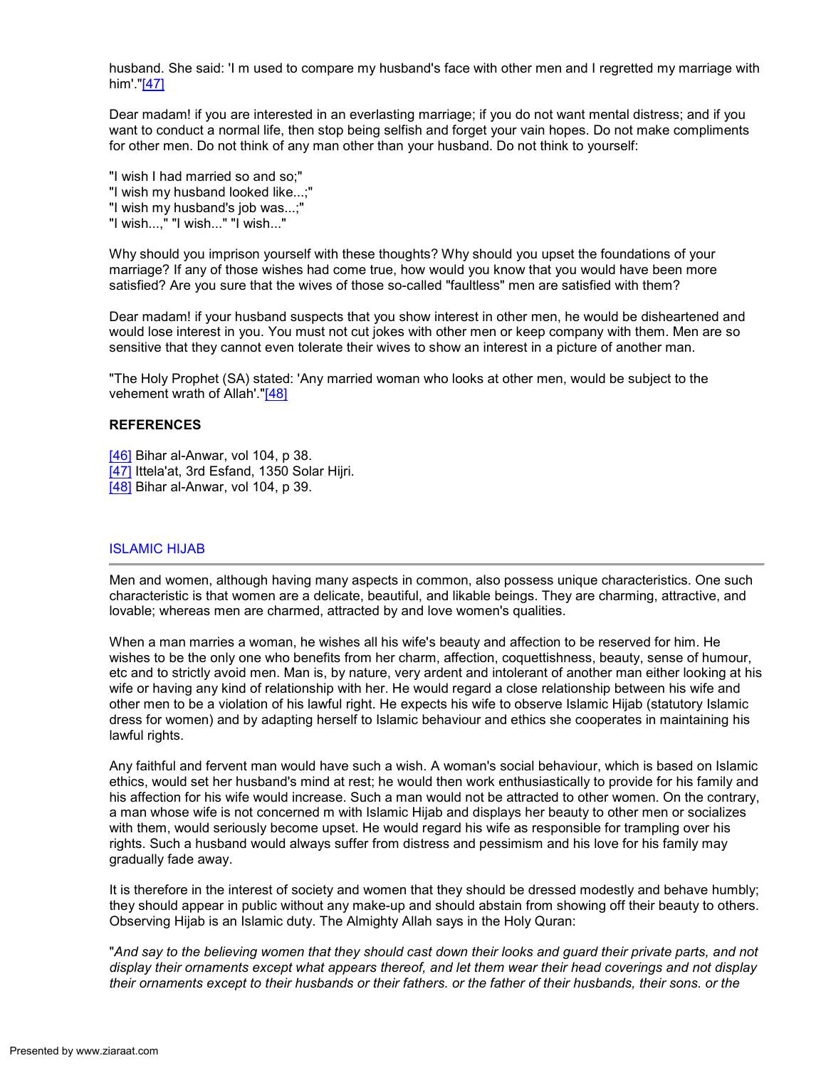husband. She said: 'I m used to compare my husband's face with other men and I regretted my marriage with him'."[47]

Dear madam! if you are interested in an everlasting marriage; if you do not want mental distress; and if you want to conduct a normal life, then stop being selfish and forget your vain hopes. Do not make compliments for other men. Do not think of any man other than your husband. Do not think to yourself:

"I wish I had married so and so;"
"I wish my husband looked like...;"
"I wish my husband's job was...;"
"I wish...," "I wish..." "I wish..."

Why should you imprison yourself with these thoughts? Why should you upset the foundations of your marriage? If any of those wishes had come true, how would you know that you would have been more satisfied? Are you sure that the wives of those so-called "faultless" men are satisfied with them?

Dear madam! if your husband suspects that you show interest in other men, he would be disheartened and would lose interest in you. You must not cut jokes with other men or keep company with them. Men are so sensitive that they cannot even tolerate their wives to show an interest in a picture of another man.

"The Holy Prophet (SA) stated: 'Any married woman who looks at other men, would be subject to the vehement wrath of Allah'."[48]

**REFERENCES**

[46] Bihar al-Anwar, vol 104, p 38.
[47] Ittela'at, 3rd Esfand, 1350 Solar Hijri.
[48] Bihar al-Anwar, vol 104, p 39.

## ISLAMIC HIJAB

Men and women, although having many aspects in common, also possess unique characteristics. One such characteristic is that women are a delicate, beautiful, and likable beings. They are charming, attractive, and lovable; whereas men are charmed, attracted by and love women's qualities.

When a man marries a woman, he wishes all his wife's beauty and affection to be reserved for him. He wishes to be the only one who benefits from her charm, affection, coquettishness, beauty, sense of humour, etc and to strictly avoid men. Man is, by nature, very ardent and intolerant of another man either looking at his wife or having any kind of relationship with her. He would regard a close relationship between his wife and other men to be a violation of his lawful right. He expects his wife to observe Islamic Hijab (statutory Islamic dress for women) and by adapting herself to Islamic behaviour and ethics she cooperates in maintaining his lawful rights.

Any faithful and fervent man would have such a wish. A woman's social behaviour, which is based on Islamic ethics, would set her husband's mind at rest; he would then work enthusiastically to provide for his family and his affection for his wife would increase. Such a man would not be attracted to other women. On the contrary, a man whose wife is not concerned m with Islamic Hijab and displays her beauty to other men or socializes with them, would seriously become upset. He would regard his wife as responsible for trampling over his rights. Such a husband would always suffer from distress and pessimism and his love for his family may gradually fade away.

It is therefore in the interest of society and women that they should be dressed modestly and behave humbly; they should appear in public without any make-up and should abstain from showing off their beauty to others. Observing Hijab is an Islamic duty. The Almighty Allah says in the Holy Quran:

"*And say to the believing women that they should cast down their looks and guard their private parts, and not display their ornaments except what appears thereof, and let them wear their head coverings and not display their ornaments except to their husbands or their fathers. or the father of their husbands, their sons. or the*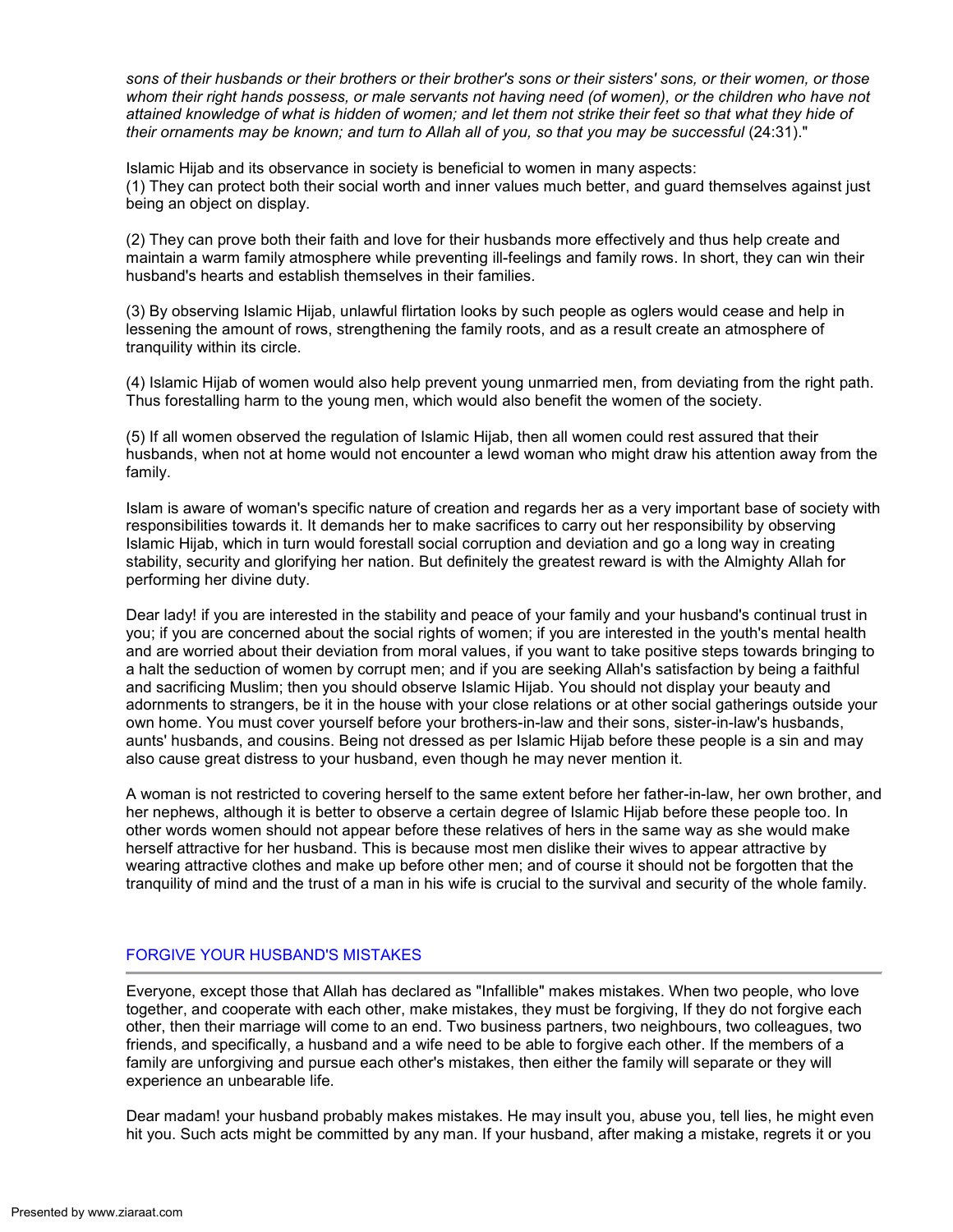*sons of their husbands or their brothers or their brother's sons or their sisters' sons, or their women, or those whom their right hands possess, or male servants not having need (of women), or the children who have not attained knowledge of what is hidden of women; and let them not strike their feet so that what they hide of their ornaments may be known; and turn to Allah all of you, so that you may be successful* (24:31)."

Islamic Hijab and its observance in society is beneficial to women in many aspects:
(1) They can protect both their social worth and inner values much better, and guard themselves against just being an object on display.

(2) They can prove both their faith and love for their husbands more effectively and thus help create and maintain a warm family atmosphere while preventing ill-feelings and family rows. In short, they can win their husband's hearts and establish themselves in their families.

(3) By observing Islamic Hijab, unlawful flirtation looks by such people as oglers would cease and help in lessening the amount of rows, strengthening the family roots, and as a result create an atmosphere of tranquility within its circle.

(4) Islamic Hijab of women would also help prevent young unmarried men, from deviating from the right path. Thus forestalling harm to the young men, which would also benefit the women of the society.

(5) If all women observed the regulation of Islamic Hijab, then all women could rest assured that their husbands, when not at home would not encounter a lewd woman who might draw his attention away from the family.

Islam is aware of woman's specific nature of creation and regards her as a very important base of society with responsibilities towards it. It demands her to make sacrifices to carry out her responsibility by observing Islamic Hijab, which in turn would forestall social corruption and deviation and go a long way in creating stability, security and glorifying her nation. But definitely the greatest reward is with the Almighty Allah for performing her divine duty.

Dear lady! if you are interested in the stability and peace of your family and your husband's continual trust in you; if you are concerned about the social rights of women; if you are interested in the youth's mental health and are worried about their deviation from moral values, if you want to take positive steps towards bringing to a halt the seduction of women by corrupt men; and if you are seeking Allah's satisfaction by being a faithful and sacrificing Muslim; then you should observe Islamic Hijab. You should not display your beauty and adornments to strangers, be it in the house with your close relations or at other social gatherings outside your own home. You must cover yourself before your brothers-in-law and their sons, sister-in-law's husbands, aunts' husbands, and cousins. Being not dressed as per Islamic Hijab before these people is a sin and may also cause great distress to your husband, even though he may never mention it.

A woman is not restricted to covering herself to the same extent before her father-in-law, her own brother, and her nephews, although it is better to observe a certain degree of Islamic Hijab before these people too. In other words women should not appear before these relatives of hers in the same way as she would make herself attractive for her husband. This is because most men dislike their wives to appear attractive by wearing attractive clothes and make up before other men; and of course it should not be forgotten that the tranquility of mind and the trust of a man in his wife is crucial to the survival and security of the whole family.

## FORGIVE YOUR HUSBAND'S MISTAKES

Everyone, except those that Allah has declared as "Infallible" makes mistakes. When two people, who love together, and cooperate with each other, make mistakes, they must be forgiving, If they do not forgive each other, then their marriage will come to an end. Two business partners, two neighbours, two colleagues, two friends, and specifically, a husband and a wife need to be able to forgive each other. If the members of a family are unforgiving and pursue each other's mistakes, then either the family will separate or they will experience an unbearable life.

Dear madam! your husband probably makes mistakes. He may insult you, abuse you, tell lies, he might even hit you. Such acts might be committed by any man. If your husband, after making a mistake, regrets it or you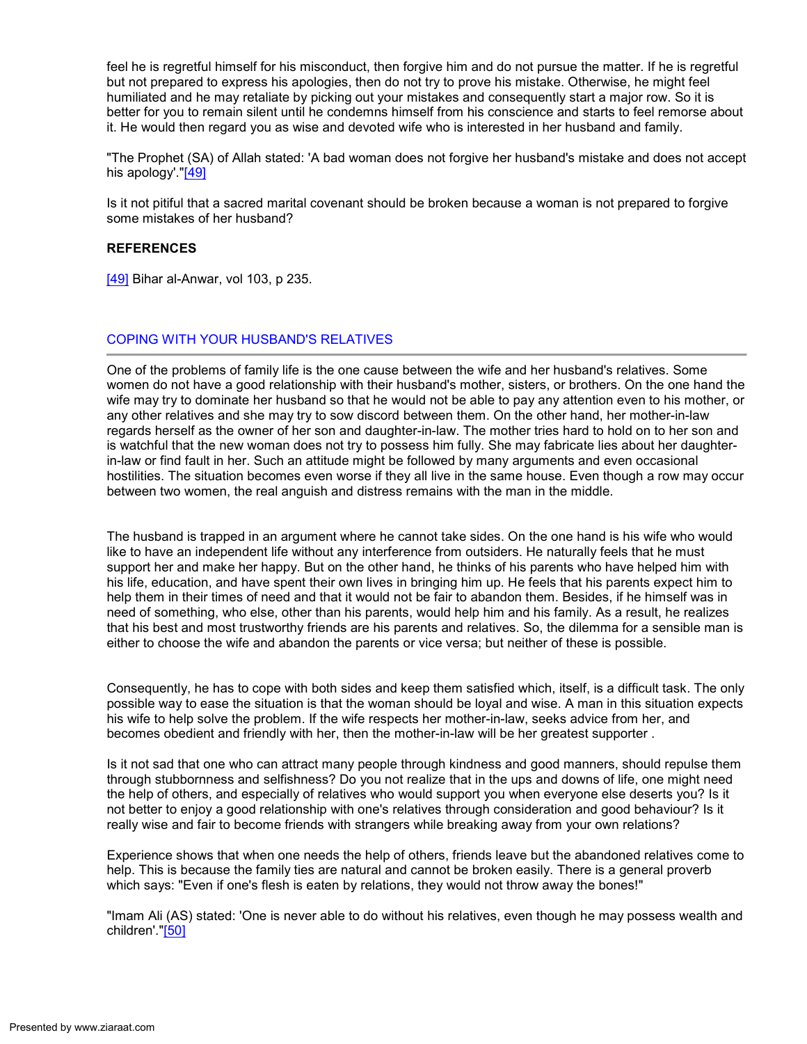feel he is regretful himself for his misconduct, then forgive him and do not pursue the matter. If he is regretful but not prepared to express his apologies, then do not try to prove his mistake. Otherwise, he might feel humiliated and he may retaliate by picking out your mistakes and consequently start a major row. So it is better for you to remain silent until he condemns himself from his conscience and starts to feel remorse about it. He would then regard you as wise and devoted wife who is interested in her husband and family.

"The Prophet (SA) of Allah stated: 'A bad woman does not forgive her husband's mistake and does not accept his apology'."[49]

Is it not pitiful that a sacred marital covenant should be broken because a woman is not prepared to forgive some mistakes of her husband?

**REFERENCES**

[49] Bihar al-Anwar, vol 103, p 235.

## COPING WITH YOUR HUSBAND'S RELATIVES

One of the problems of family life is the one cause between the wife and her husband's relatives. Some women do not have a good relationship with their husband's mother, sisters, or brothers. On the one hand the wife may try to dominate her husband so that he would not be able to pay any attention even to his mother, or any other relatives and she may try to sow discord between them. On the other hand, her mother-in-law regards herself as the owner of her son and daughter-in-law. The mother tries hard to hold on to her son and is watchful that the new woman does not try to possess him fully. She may fabricate lies about her daughter-in-law or find fault in her. Such an attitude might be followed by many arguments and even occasional hostilities. The situation becomes even worse if they all live in the same house. Even though a row may occur between two women, the real anguish and distress remains with the man in the middle.

The husband is trapped in an argument where he cannot take sides. On the one hand is his wife who would like to have an independent life without any interference from outsiders. He naturally feels that he must support her and make her happy. But on the other hand, he thinks of his parents who have helped him with his life, education, and have spent their own lives in bringing him up. He feels that his parents expect him to help them in their times of need and that it would not be fair to abandon them. Besides, if he himself was in need of something, who else, other than his parents, would help him and his family. As a result, he realizes that his best and most trustworthy friends are his parents and relatives. So, the dilemma for a sensible man is either to choose the wife and abandon the parents or vice versa; but neither of these is possible.

Consequently, he has to cope with both sides and keep them satisfied which, itself, is a difficult task. The only possible way to ease the situation is that the woman should be loyal and wise. A man in this situation expects his wife to help solve the problem. If the wife respects her mother-in-law, seeks advice from her, and becomes obedient and friendly with her, then the mother-in-law will be her greatest supporter .

Is it not sad that one who can attract many people through kindness and good manners, should repulse them through stubbornness and selfishness? Do you not realize that in the ups and downs of life, one might need the help of others, and especially of relatives who would support you when everyone else deserts you? Is it not better to enjoy a good relationship with one's relatives through consideration and good behaviour? Is it really wise and fair to become friends with strangers while breaking away from your own relations?

Experience shows that when one needs the help of others, friends leave but the abandoned relatives come to help. This is because the family ties are natural and cannot be broken easily. There is a general proverb which says: "Even if one's flesh is eaten by relations, they would not throw away the bones!"

"Imam Ali (AS) stated: 'One is never able to do without his relatives, even though he may possess wealth and children'."[50]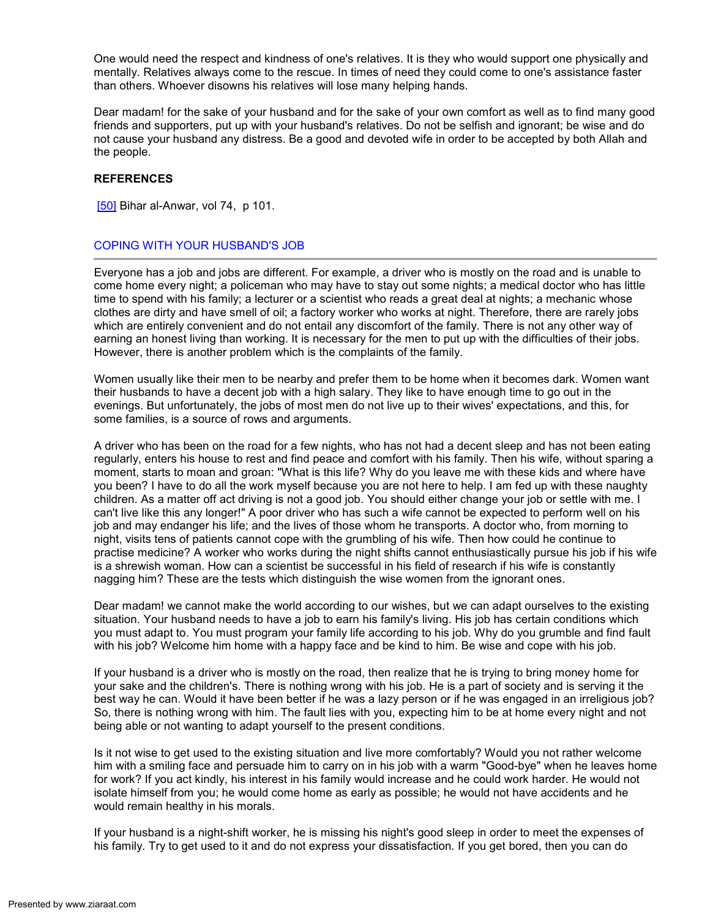One would need the respect and kindness of one's relatives. It is they who would support one physically and mentally. Relatives always come to the rescue. In times of need they could come to one's assistance faster than others. Whoever disowns his relatives will lose many helping hands.

Dear madam! for the sake of your husband and for the sake of your own comfort as well as to find many good friends and supporters, put up with your husband's relatives. Do not be selfish and ignorant; be wise and do not cause your husband any distress. Be a good and devoted wife in order to be accepted by both Allah and the people.

**REFERENCES**

[50] Bihar al-Anwar, vol 74, p 101.

## COPING WITH YOUR HUSBAND'S JOB

Everyone has a job and jobs are different. For example, a driver who is mostly on the road and is unable to come home every night; a policeman who may have to stay out some nights; a medical doctor who has little time to spend with his family; a lecturer or a scientist who reads a great deal at nights; a mechanic whose clothes are dirty and have smell of oil; a factory worker who works at night. Therefore, there are rarely jobs which are entirely convenient and do not entail any discomfort of the family. There is not any other way of earning an honest living than working. It is necessary for the men to put up with the difficulties of their jobs. However, there is another problem which is the complaints of the family.

Women usually like their men to be nearby and prefer them to be home when it becomes dark. Women want their husbands to have a decent job with a high salary. They like to have enough time to go out in the evenings. But unfortunately, the jobs of most men do not live up to their wives' expectations, and this, for some families, is a source of rows and arguments.

A driver who has been on the road for a few nights, who has not had a decent sleep and has not been eating regularly, enters his house to rest and find peace and comfort with his family. Then his wife, without sparing a moment, starts to moan and groan: "What is this life? Why do you leave me with these kids and where have you been? I have to do all the work myself because you are not here to help. I am fed up with these naughty children. As a matter off act driving is not a good job. You should either change your job or settle with me. I can't live like this any longer!" A poor driver who has such a wife cannot be expected to perform well on his job and may endanger his life; and the lives of those whom he transports. A doctor who, from morning to night, visits tens of patients cannot cope with the grumbling of his wife. Then how could he continue to practise medicine? A worker who works during the night shifts cannot enthusiastically pursue his job if his wife is a shrewish woman. How can a scientist be successful in his field of research if his wife is constantly nagging him? These are the tests which distinguish the wise women from the ignorant ones.

Dear madam! we cannot make the world according to our wishes, but we can adapt ourselves to the existing situation. Your husband needs to have a job to earn his family's living. His job has certain conditions which you must adapt to. You must program your family life according to his job. Why do you grumble and find fault with his job? Welcome him home with a happy face and be kind to him. Be wise and cope with his job.

If your husband is a driver who is mostly on the road, then realize that he is trying to bring money home for your sake and the children's. There is nothing wrong with his job. He is a part of society and is serving it the best way he can. Would it have been better if he was a lazy person or if he was engaged in an irreligious job? So, there is nothing wrong with him. The fault lies with you, expecting him to be at home every night and not being able or not wanting to adapt yourself to the present conditions.

Is it not wise to get used to the existing situation and live more comfortably? Would you not rather welcome him with a smiling face and persuade him to carry on in his job with a warm "Good-bye" when he leaves home for work? If you act kindly, his interest in his family would increase and he could work harder. He would not isolate himself from you; he would come home as early as possible; he would not have accidents and he would remain healthy in his morals.

If your husband is a night-shift worker, he is missing his night's good sleep in order to meet the expenses of his family. Try to get used to it and do not express your dissatisfaction. If you get bored, then you can do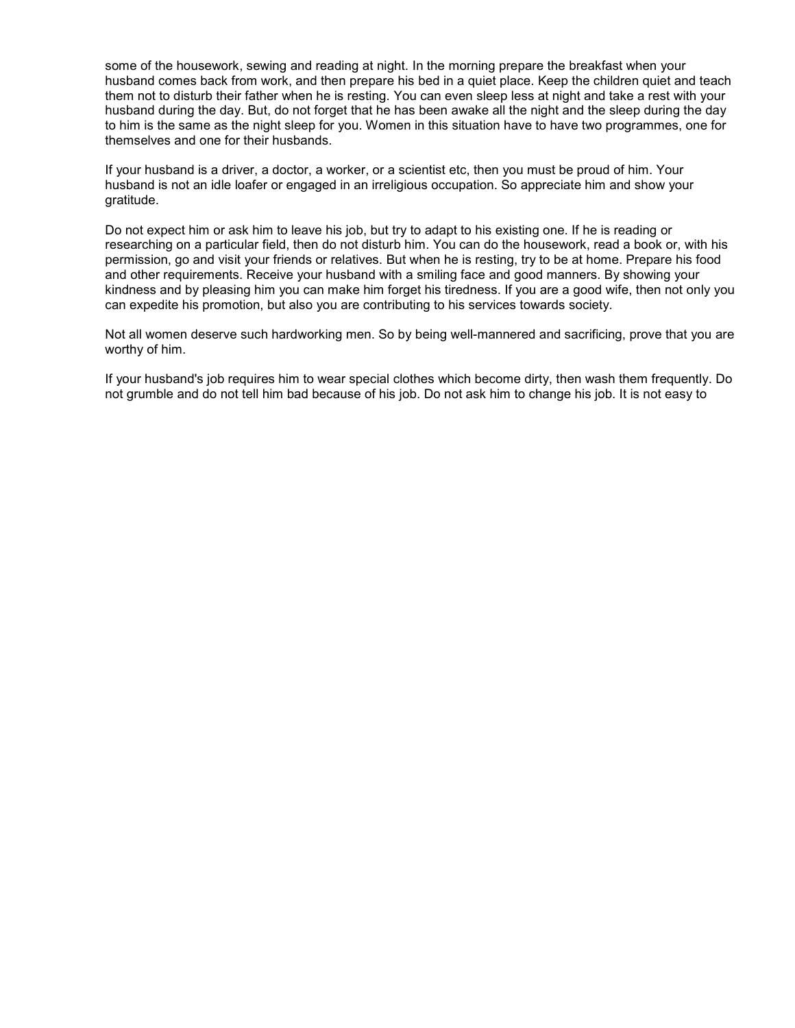some of the housework, sewing and reading at night. In the morning prepare the breakfast when your husband comes back from work, and then prepare his bed in a quiet place. Keep the children quiet and teach them not to disturb their father when he is resting. You can even sleep less at night and take a rest with your husband during the day. But, do not forget that he has been awake all the night and the sleep during the day to him is the same as the night sleep for you. Women in this situation have to have two programmes, one for themselves and one for their husbands.

If your husband is a driver, a doctor, a worker, or a scientist etc, then you must be proud of him. Your husband is not an idle loafer or engaged in an irreligious occupation. So appreciate him and show your gratitude.

Do not expect him or ask him to leave his job, but try to adapt to his existing one. If he is reading or researching on a particular field, then do not disturb him. You can do the housework, read a book or, with his permission, go and visit your friends or relatives. But when he is resting, try to be at home. Prepare his food and other requirements. Receive your husband with a smiling face and good manners. By showing your kindness and by pleasing him you can make him forget his tiredness. If you are a good wife, then not only you can expedite his promotion, but also you are contributing to his services towards society.

Not all women deserve such hardworking men. So by being well-mannered and sacrificing, prove that you are worthy of him.

If your husband's job requires him to wear special clothes which become dirty, then wash them frequently. Do not grumble and do not tell him bad because of his job. Do not ask him to change his job. It is not easy to